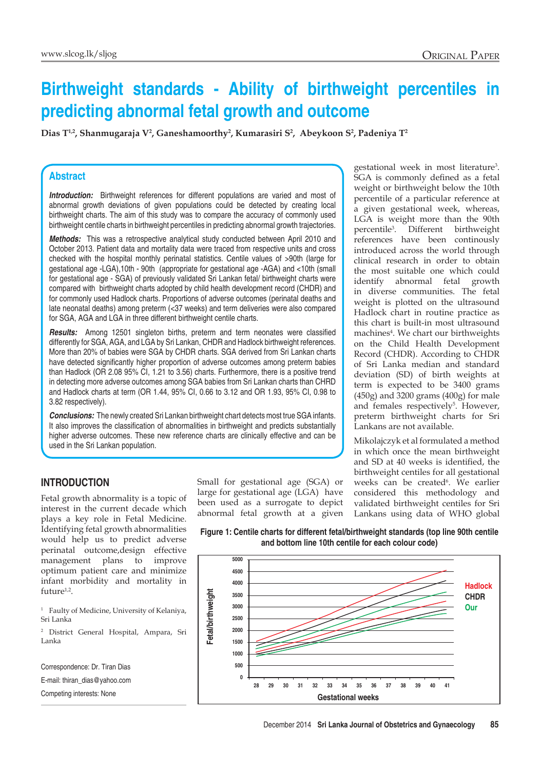# Birthweight standards - Ability of birthweight percentiles in predicting abnormal fetal growth and outcome

**Dias T[1,2], Shanmugaraja V[2], Ganeshamoorthy[2], Kumarasiri S[2], Abeykoon S[2], Padeniya T[2]**

## Abstract

***Introduction:*** Birthweight references for different populations are varied and most of abnormal growth deviations of given populations could be detected by creating local birthweight charts. The aim of this study was to compare the accuracy of commonly used birthweight centile charts in birthweight percentiles in predicting abnormal growth trajectories.

***Methods:*** This was a retrospective analytical study conducted between April 2010 and October 2013. Patient data and mortality data were traced from respective units and cross checked with the hospital monthly perinatal statistics. Centile values of >90th (large for gestational age -LGA),10th - 90th (appropriate for gestational age -AGA) and <10th (small for gestational age - SGA) of previously validated Sri Lankan fetal/ birthweight charts were compared with birthweight charts adopted by child health development record (CHDR) and for commonly used Hadlock charts. Proportions of adverse outcomes (perinatal deaths and late neonatal deaths) among preterm (<37 weeks) and term deliveries were also compared for SGA, AGA and LGA in three different birthweight centile charts.

***Results:*** Among 12501 singleton births, preterm and term neonates were classified differently for SGA, AGA, and LGA by Sri Lankan, CHDR and Hadlock birthweight references. More than 20% of babies were SGA by CHDR charts. SGA derived from Sri Lankan charts have detected significantly higher proportion of adverse outcomes among preterm babies than Hadlock (OR 2.08 95% CI, 1.21 to 3.56) charts. Furthermore, there is a positive trend in detecting more adverse outcomes among SGA babies from Sri Lankan charts than CHRD and Hadlock charts at term (OR 1.44, 95% CI, 0.66 to 3.12 and OR 1.93, 95% CI, 0.98 to 3.82 respectively).

***Conclusions:*** The newly created Sri Lankan birthweight chart detects most true SGA infants. It also improves the classification of abnormalities in birthweight and predicts substantially higher adverse outcomes. These new reference charts are clinically effective and can be used in the Sri Lankan population.

## INTRODUCTION

Fetal growth abnormality is a topic of interest in the current decade which plays a key role in Fetal Medicine. Identifying fetal growth abnormalities would help us to predict adverse perinatal outcome,design effective management plans to improve optimum patient care and minimize infant morbidity and mortality in future[1,2].

Small for gestational age (SGA) or large for gestational age (LGA) have been used as a surrogate to depict abnormal fetal growth at a given gestational week in most literature[3]. SGA is commonly defined as a fetal weight or birthweight below the 10th percentile of a particular reference at a given gestational week, whereas, LGA is weight more than the 90th percentile[3]. Different birthweight references have been continously introduced across the world through clinical research in order to obtain the most suitable one which could identify abnormal fetal growth in diverse communities. The fetal weight is plotted on the ultrasound Hadlock chart in routine practice as this chart is built-in most ultrasound machines[4]. We chart our birthweights on the Child Health Development Record (CHDR). According to CHDR of Sri Lanka median and standard deviation (SD) of birth weights at term is expected to be 3400 grams (450g) and 3200 grams (400g) for male and females respectively[5]. However, preterm birthweight charts for Sri Lankans are not available.

Mikolajczyk et al formulated a method in which once the mean birthweight and SD at 40 weeks is identified, the birthweight centiles for all gestational weeks can be created[6]. We earlier considered this methodology and validated birthweight centiles for Sri Lankans using data of WHO global

**Figure 1: Centile charts for different fetal/birthweight standards (top line 90th centile and bottom line 10th centile for each colour code)**

[1] Faculty of Medicine, University of Kelaniya, Sri Lanka

[2] District General Hospital, Ampara, Sri Lanka

Correspondence: Dr. Tiran Dias

E-mail: thiran_dias@yahoo.com

Competing interests: None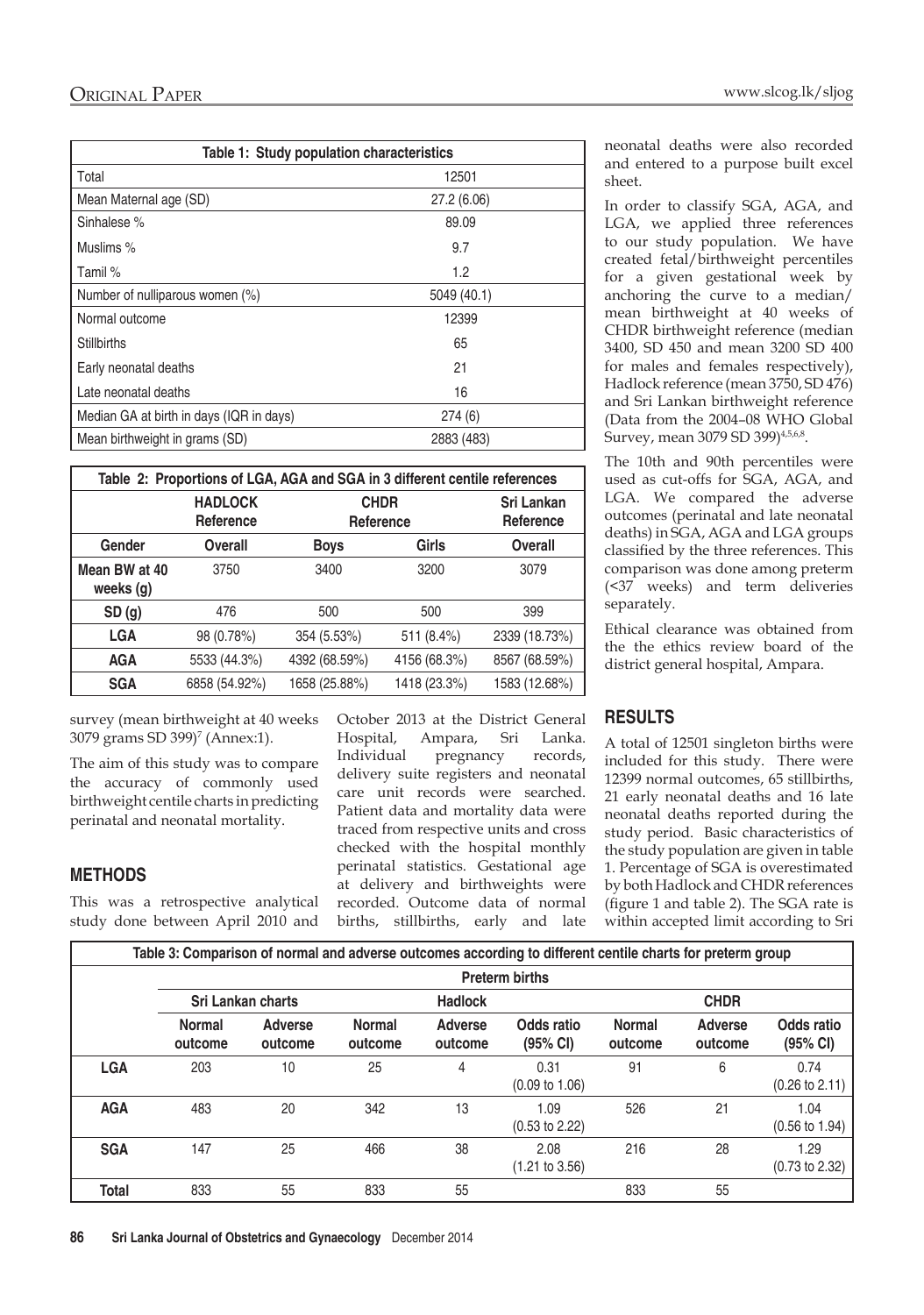| Table 1: Study population characteristics | |
|---|---|
| Total | 12501 |
| Mean Maternal age (SD) | 27.2 (6.06) |
| Sinhalese % | 89.09 |
| Muslims % | 9.7 |
| Tamil % | 1.2 |
| Number of nulliparous women (%) | 5049 (40.1) |
| Normal outcome | 12399 |
| Stillbirths | 65 |
| Early neonatal deaths | 21 |
| Late neonatal deaths | 16 |
| Median GA at birth in days (IQR in days) | 274 (6) |
| Mean birthweight in grams (SD) | 2883 (483) |

| Table 2: Proportions of LGA, AGA and SGA in 3 different centile references | | | | |
|---|---|---|---|---|
| | HADLOCK Reference | CHDR Reference | | Sri Lankan Reference |
| Gender | Overall | Boys | Girls | Overall |
| Mean BW at 40 weeks (g) | 3750 | 3400 | 3200 | 3079 |
| SD (g) | 476 | 500 | 500 | 399 |
| LGA | 98 (0.78%) | 354 (5.53%) | 511 (8.4%) | 2339 (18.73%) |
| AGA | 5533 (44.3%) | 4392 (68.59%) | 4156 (68.3%) | 8567 (68.59%) |
| SGA | 6858 (54.92%) | 1658 (25.88%) | 1418 (23.3%) | 1583 (12.68%) |

survey (mean birthweight at 40 weeks 3079 grams SD 399)[7] (Annex:1).

The aim of this study was to compare the accuracy of commonly used birthweight centile charts in predicting perinatal and neonatal mortality.

## METHODS

This was a retrospective analytical study done between April 2010 and October 2013 at the District General Hospital, Ampara, Sri Lanka. Individual pregnancy records, delivery suite registers and neonatal care unit records were searched. Patient data and mortality data were traced from respective units and cross checked with the hospital monthly perinatal statistics. Gestational age at delivery and birthweights were recorded. Outcome data of normal births, stillbirths, early and late neonatal deaths were also recorded and entered to a purpose built excel sheet.

In order to classify SGA, AGA, and LGA, we applied three references to our study population. We have created fetal/birthweight percentiles for a given gestational week by anchoring the curve to a median/mean birthweight at 40 weeks of CHDR birthweight reference (median 3400, SD 450 and mean 3200 SD 400 for males and females respectively), Hadlock reference (mean 3750, SD 476) and Sri Lankan birthweight reference (Data from the 2004–08 WHO Global Survey, mean 3079 SD 399)[4,5,6,8].

The 10th and 90th percentiles were used as cut-offs for SGA, AGA, and LGA. We compared the adverse outcomes (perinatal and late neonatal deaths) in SGA, AGA and LGA groups classified by the three references. This comparison was done among preterm (<37 weeks) and term deliveries separately.

Ethical clearance was obtained from the the ethics review board of the district general hospital, Ampara.

## RESULTS

A total of 12501 singleton births were included for this study. There were 12399 normal outcomes, 65 stillbirths, 21 early neonatal deaths and 16 late neonatal deaths reported during the study period. Basic characteristics of the study population are given in table 1. Percentage of SGA is overestimated by both Hadlock and CHDR references (figure 1 and table 2). The SGA rate is within accepted limit according to Sri

| Table 3: Comparison of normal and adverse outcomes according to different centile charts for preterm group | | | | | | | | |
|---|---|---|---|---|---|---|---|---|
| | Preterm births | | | | | | | |
| | Sri Lankan charts | | Hadlock | | | CHDR | | |
| | Normal outcome | Adverse outcome | Normal outcome | Adverse outcome | Odds ratio (95% CI) | Normal outcome | Adverse outcome | Odds ratio (95% CI) |
| LGA | 203 | 10 | 25 | 4 | 0.31 (0.09 to 1.06) | 91 | 6 | 0.74 (0.26 to 2.11) |
| AGA | 483 | 20 | 342 | 13 | 1.09 (0.53 to 2.22) | 526 | 21 | 1.04 (0.56 to 1.94) |
| SGA | 147 | 25 | 466 | 38 | 2.08 (1.21 to 3.56) | 216 | 28 | 1.29 (0.73 to 2.32) |
| Total | 833 | 55 | 833 | 55 | | 833 | 55 | |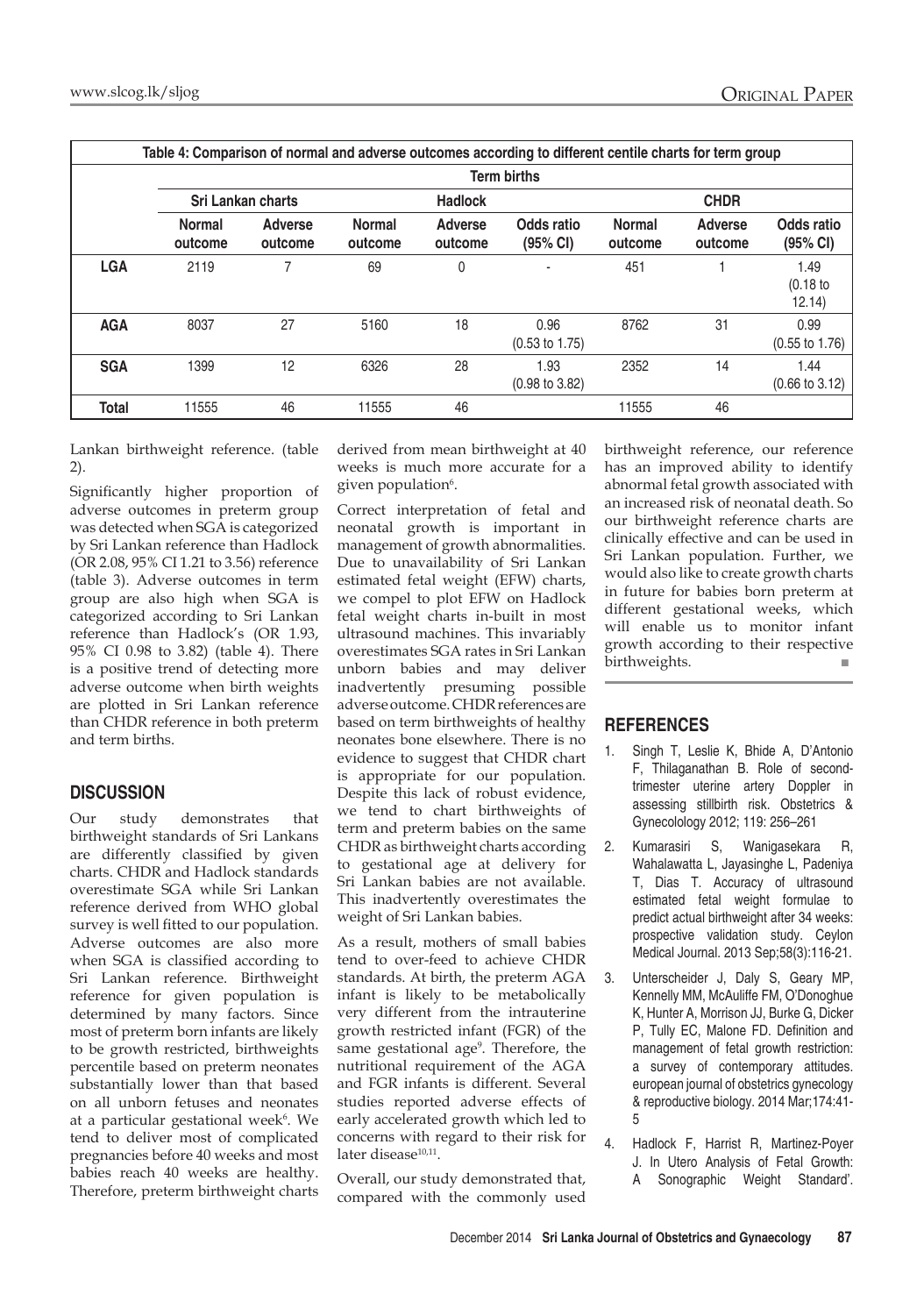**Table 4: Comparison of normal and adverse outcomes according to different centile charts for term group**

| | Term births | | | | | | | |
|---|---|---|---|---|---|---|---|---|
| | Sri Lankan charts | | Hadlock | | | CHDR | | |
| | Normal outcome | Adverse outcome | Normal outcome | Adverse outcome | Odds ratio (95% CI) | Normal outcome | Adverse outcome | Odds ratio (95% CI) |
| **LGA** | 2119 | 7 | 69 | 0 | - | 451 | 1 | 1.49 (0.18 to 12.14) |
| **AGA** | 8037 | 27 | 5160 | 18 | 0.96 (0.53 to 1.75) | 8762 | 31 | 0.99 (0.55 to 1.76) |
| **SGA** | 1399 | 12 | 6326 | 28 | 1.93 (0.98 to 3.82) | 2352 | 14 | 1.44 (0.66 to 3.12) |
| **Total** | 11555 | 46 | 11555 | 46 | | 11555 | 46 | |

Lankan birthweight reference. (table 2).

Significantly higher proportion of adverse outcomes in preterm group was detected when SGA is categorized by Sri Lankan reference than Hadlock (OR 2.08, 95% CI 1.21 to 3.56) reference (table 3). Adverse outcomes in term group are also high when SGA is categorized according to Sri Lankan reference than Hadlock's (OR 1.93, 95% CI 0.98 to 3.82) (table 4). There is a positive trend of detecting more adverse outcome when birth weights are plotted in Sri Lankan reference than CHDR reference in both preterm and term births.

## DISCUSSION

Our study demonstrates that birthweight standards of Sri Lankans are differently classified by given charts. CHDR and Hadlock standards overestimate SGA while Sri Lankan reference derived from WHO global survey is well fitted to our population. Adverse outcomes are also more when SGA is classified according to Sri Lankan reference. Birthweight reference for given population is determined by many factors. Since most of preterm born infants are likely to be growth restricted, birthweights percentile based on preterm neonates substantially lower than that based on all unborn fetuses and neonates at a particular gestational week[6]. We tend to deliver most of complicated pregnancies before 40 weeks and most babies reach 40 weeks are healthy. Therefore, preterm birthweight charts derived from mean birthweight at 40 weeks is much more accurate for a given population[6].

Correct interpretation of fetal and neonatal growth is important in management of growth abnormalities. Due to unavailability of Sri Lankan estimated fetal weight (EFW) charts, we compel to plot EFW on Hadlock fetal weight charts in-built in most ultrasound machines. This invariably overestimates SGA rates in Sri Lankan unborn babies and may deliver inadvertently presuming possible adverse outcome. CHDR references are based on term birthweights of healthy neonates bone elsewhere. There is no evidence to suggest that CHDR chart is appropriate for our population. Despite this lack of robust evidence, we tend to chart birthweights of term and preterm babies on the same CHDR as birthweight charts according to gestational age at delivery for Sri Lankan babies are not available. This inadvertently overestimates the weight of Sri Lankan babies.

As a result, mothers of small babies tend to over-feed to achieve CHDR standards. At birth, the preterm AGA infant is likely to be metabolically very different from the intrauterine growth restricted infant (FGR) of the same gestational age[9]. Therefore, the nutritional requirement of the AGA and FGR infants is different. Several studies reported adverse effects of early accelerated growth which led to concerns with regard to their risk for later disease[10,11].

Overall, our study demonstrated that, compared with the commonly used birthweight reference, our reference has an improved ability to identify abnormal fetal growth associated with an increased risk of neonatal death. So our birthweight reference charts are clinically effective and can be used in Sri Lankan population. Further, we would also like to create growth charts in future for babies born preterm at different gestational weeks, which will enable us to monitor infant growth according to their respective birthweights.

## REFERENCES

1. Singh T, Leslie K, Bhide A, D'Antonio F, Thilaganathan B. Role of second-trimester uterine artery Doppler in assessing stillbirth risk. Obstetrics & Gynecolology 2012; 119: 256–261
2. Kumarasiri S, Wanigasekara R, Wahalawatta L, Jayasinghe L, Padeniya T, Dias T. Accuracy of ultrasound estimated fetal weight formulae to predict actual birthweight after 34 weeks: prospective validation study. Ceylon Medical Journal. 2013 Sep;58(3):116-21.
3. Unterscheider J, Daly S, Geary MP, Kennelly MM, McAuliffe FM, O'Donoghue K, Hunter A, Morrison JJ, Burke G, Dicker P, Tully EC, Malone FD. Definition and management of fetal growth restriction: a survey of contemporary attitudes. european journal of obstetrics gynecology & reproductive biology. 2014 Mar;174:41-5
4. Hadlock F, Harrist R, Martinez-Poyer J. In Utero Analysis of Fetal Growth: A Sonographic Weight Standard'.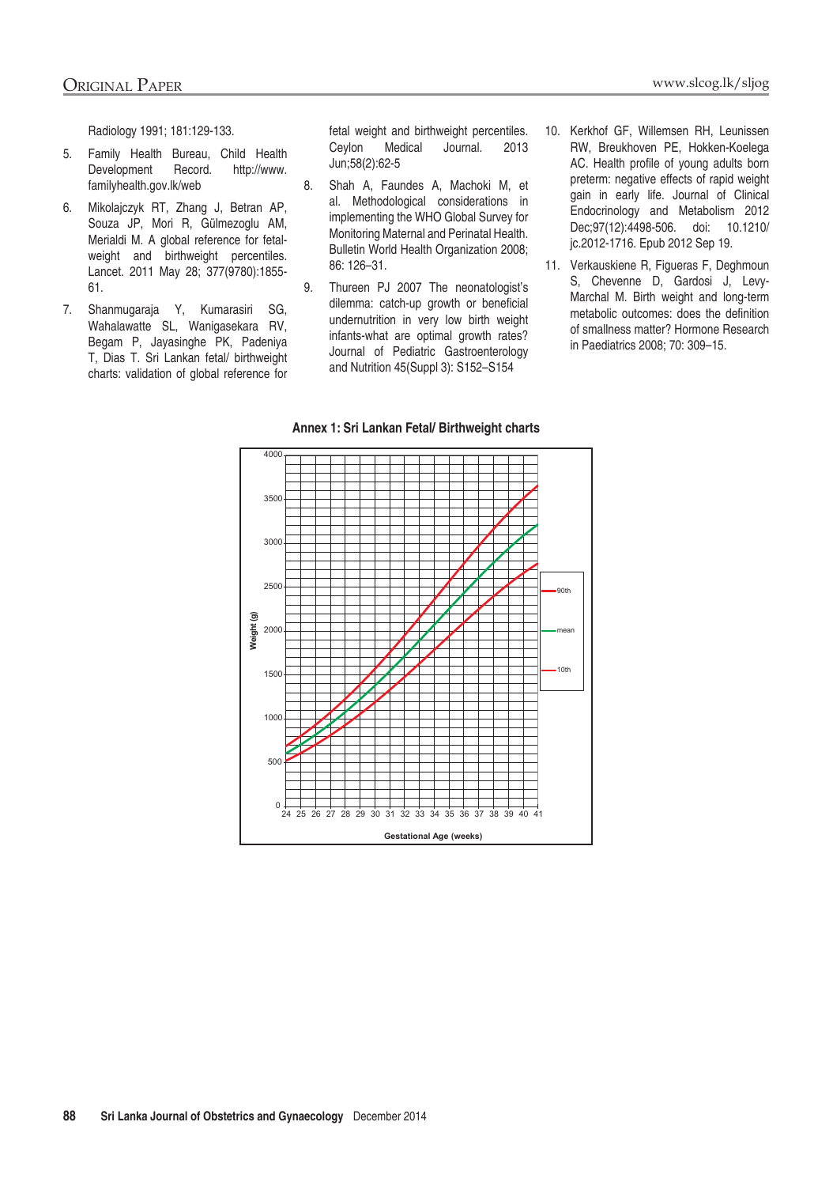Radiology 1991; 181:129-133.

5. Family Health Bureau, Child Health Development Record. http://www.familyhealth.gov.lk/web

6. Mikolajczyk RT, Zhang J, Betran AP, Souza JP, Mori R, Gülmezoglu AM, Merialdi M. A global reference for fetal-weight and birthweight percentiles. Lancet. 2011 May 28; 377(9780):1855-61.

7. Shanmugaraja Y, Kumarasiri SG, Wahalawatte SL, Wanigasekara RV, Begam P, Jayasinghe PK, Padeniya T, Dias T. Sri Lankan fetal/ birthweight charts: validation of global reference for fetal weight and birthweight percentiles. Ceylon Medical Journal. 2013 Jun;58(2):62-5

8. Shah A, Faundes A, Machoki M, et al. Methodological considerations in implementing the WHO Global Survey for Monitoring Maternal and Perinatal Health. Bulletin World Health Organization 2008; 86: 126–31.

9. Thureen PJ 2007 The neonatologist's dilemma: catch-up growth or beneficial undernutrition in very low birth weight infants-what are optimal growth rates? Journal of Pediatric Gastroenterology and Nutrition 45(Suppl 3): S152–S154

10. Kerkhof GF, Willemsen RH, Leunissen RW, Breukhoven PE, Hokken-Koelega AC. Health profile of young adults born preterm: negative effects of rapid weight gain in early life. Journal of Clinical Endocrinology and Metabolism 2012 Dec;97(12):4498-506. doi: 10.1210/jc.2012-1716. Epub 2012 Sep 19.

11. Verkauskiene R, Figueras F, Deghmoun S, Chevenne D, Gardosi J, Levy-Marchal M. Birth weight and long-term metabolic outcomes: does the definition of smallness matter? Hormone Research in Paediatrics 2008; 70: 309–15.

**Annex 1: Sri Lankan Fetal/ Birthweight charts**

Weight (g)

4000
3500
3000
2500
2000
1500
1000
500
0

24 25 26 27 28 29 30 31 32 33 34 35 36 37 38 39 40 41

Gestational Age (weeks)

90th
mean
10th